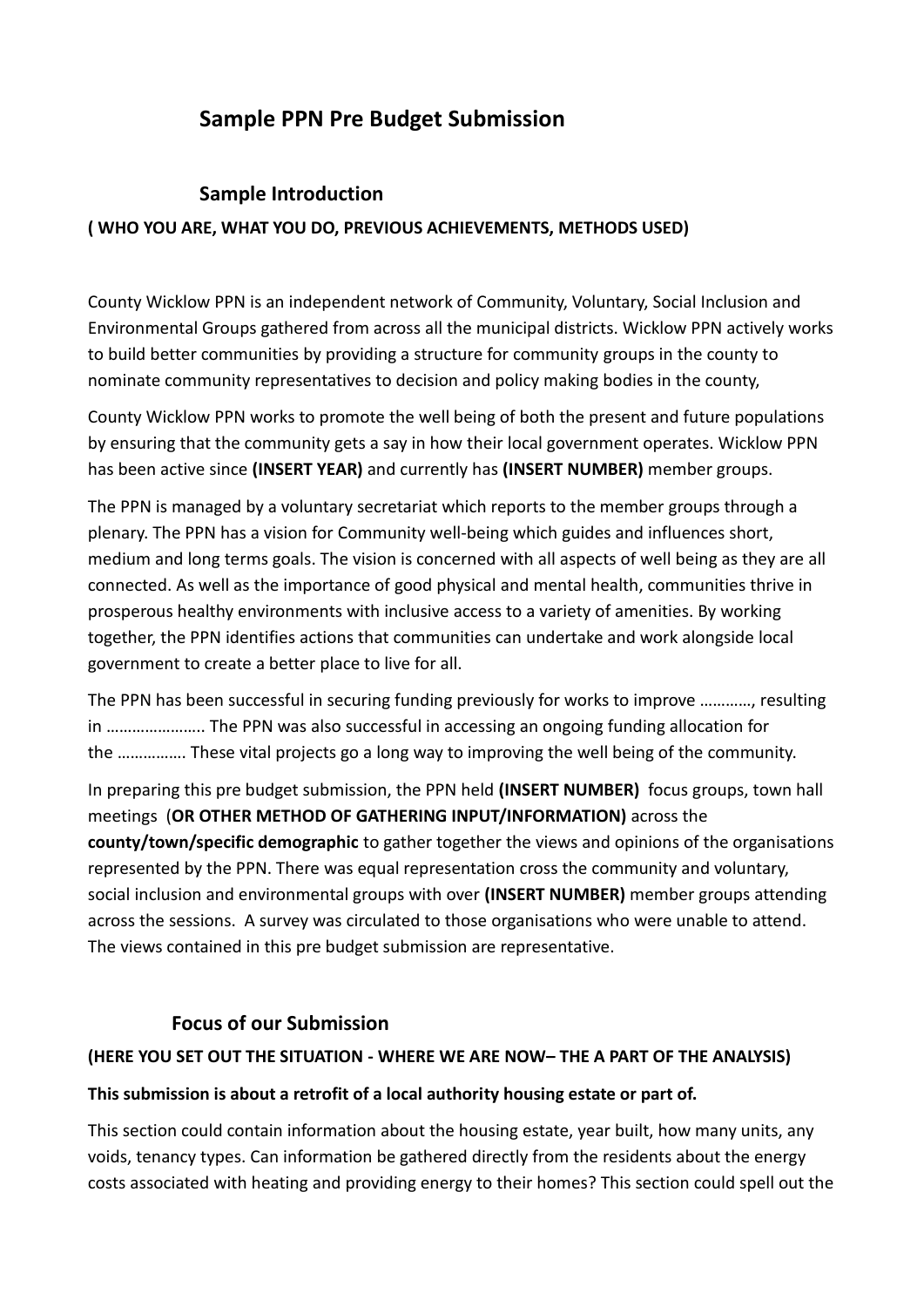# Sample PPN Pre Budget Submission

## Sample Introduction

**( WHO YOU ARE, WHAT YOU DO, PREVIOUS ACHIEVEMENTS, METHODS USED)**

County Wicklow PPN is an independent network of Community, Voluntary, Social Inclusion and Environmental Groups gathered from across all the municipal districts. Wicklow PPN actively works to build better communities by providing a structure for community groups in the county to nominate community representatives to decision and policy making bodies in the county,

County Wicklow PPN works to promote the well being of both the present and future populations by ensuring that the community gets a say in how their local government operates. Wicklow PPN has been active since **(INSERT YEAR)** and currently has **(INSERT NUMBER)** member groups.

The PPN is managed by a voluntary secretariat which reports to the member groups through a plenary. The PPN has a vision for Community well-being which guides and influences short, medium and long terms goals. The vision is concerned with all aspects of well being as they are all connected. As well as the importance of good physical and mental health, communities thrive in prosperous healthy environments with inclusive access to a variety of amenities. By working together, the PPN identifies actions that communities can undertake and work alongside local government to create a better place to live for all.

The PPN has been successful in securing funding previously for works to improve …………, resulting in ………………….. The PPN was also successful in accessing an ongoing funding allocation for the ……………. These vital projects go a long way to improving the well being of the community.

In preparing this pre budget submission, the PPN held **(INSERT NUMBER)** focus groups, town hall meetings (**OR OTHER METHOD OF GATHERING INPUT/INFORMATION)** across the **county/town/specific demographic** to gather together the views and opinions of the organisations represented by the PPN. There was equal representation cross the community and voluntary, social inclusion and environmental groups with over **(INSERT NUMBER)** member groups attending across the sessions. A survey was circulated to those organisations who were unable to attend. The views contained in this pre budget submission are representative.

## Focus of our Submission

**(HERE YOU SET OUT THE SITUATION - WHERE WE ARE NOW– THE A PART OF THE ANALYSIS)**

**This submission is about a retrofit of a local authority housing estate or part of.**

This section could contain information about the housing estate, year built, how many units, any voids, tenancy types. Can information be gathered directly from the residents about the energy costs associated with heating and providing energy to their homes? This section could spell out the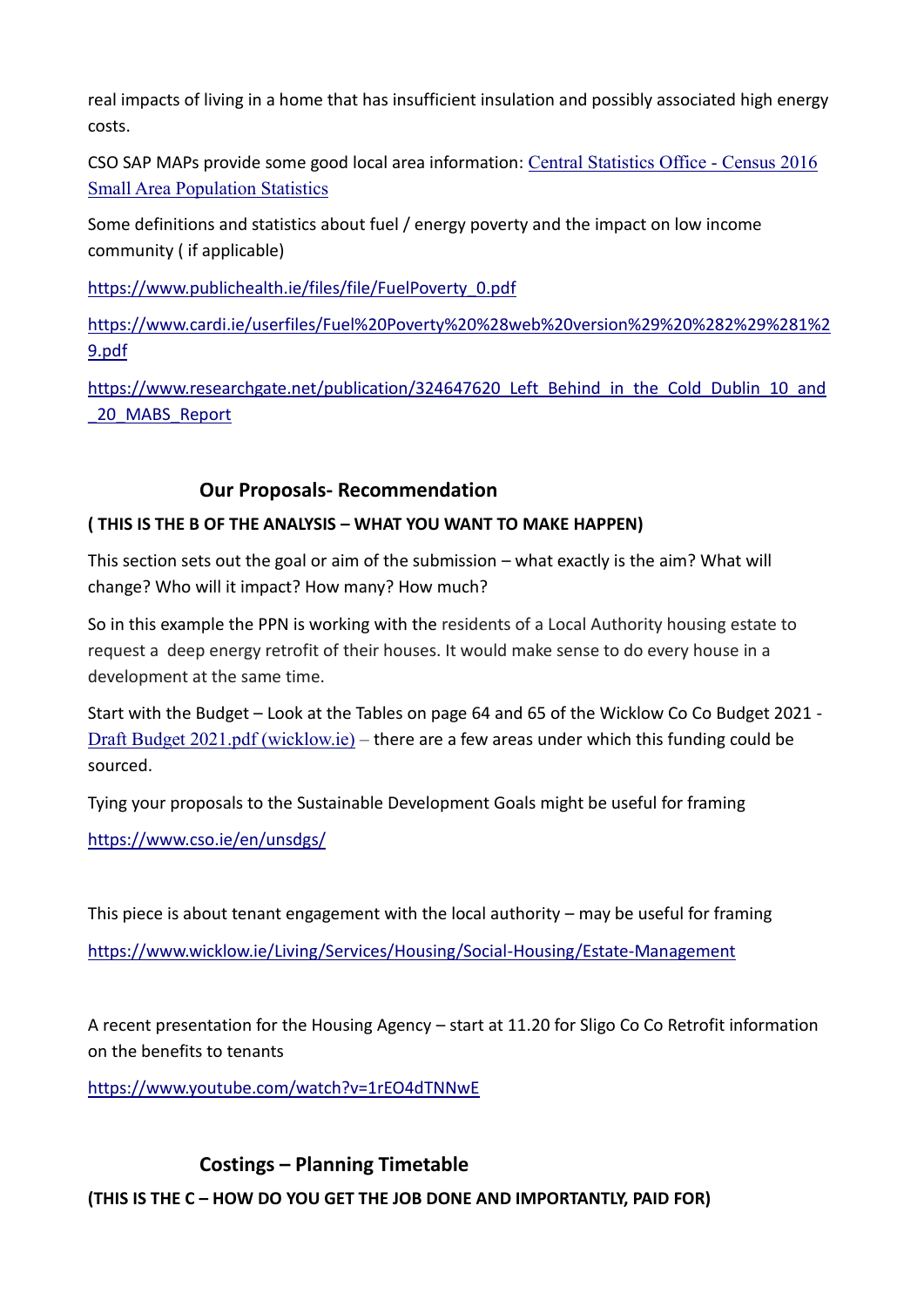real impacts of living in a home that has insufficient insulation and possibly associated high energy costs.

CSO SAP MAPs provide some good local area information: [Central Statistics Office - Census 2016 Small Area Population Statistics]

Some definitions and statistics about fuel / energy poverty and the impact on low income community ( if applicable)

https://www.publichealth.ie/files/file/FuelPoverty_0.pdf

https://www.cardi.ie/userfiles/Fuel%20Poverty%20%28web%20version%29%20%282%29%281%29.pdf

https://www.researchgate.net/publication/324647620_Left_Behind_in_the_Cold_Dublin_10_and_20_MABS_Report

## Our Proposals- Recommendation

**( THIS IS THE B OF THE ANALYSIS – WHAT YOU WANT TO MAKE HAPPEN)**

This section sets out the goal or aim of the submission – what exactly is the aim? What will change? Who will it impact? How many? How much?

So in this example the PPN is working with the residents of a Local Authority housing estate to request a deep energy retrofit of their houses. It would make sense to do every house in a development at the same time.

Start with the Budget – Look at the Tables on page 64 and 65 of the Wicklow Co Co Budget 2021 - [Draft Budget 2021.pdf (wicklow.ie)] – there are a few areas under which this funding could be sourced.

Tying your proposals to the Sustainable Development Goals might be useful for framing

https://www.cso.ie/en/unsdgs/

This piece is about tenant engagement with the local authority – may be useful for framing

https://www.wicklow.ie/Living/Services/Housing/Social-Housing/Estate-Management

A recent presentation for the Housing Agency – start at 11.20 for Sligo Co Co Retrofit information on the benefits to tenants

https://www.youtube.com/watch?v=1rEO4dTNNwE

## Costings – Planning Timetable

**(THIS IS THE C – HOW DO YOU GET THE JOB DONE AND IMPORTANTLY, PAID FOR)**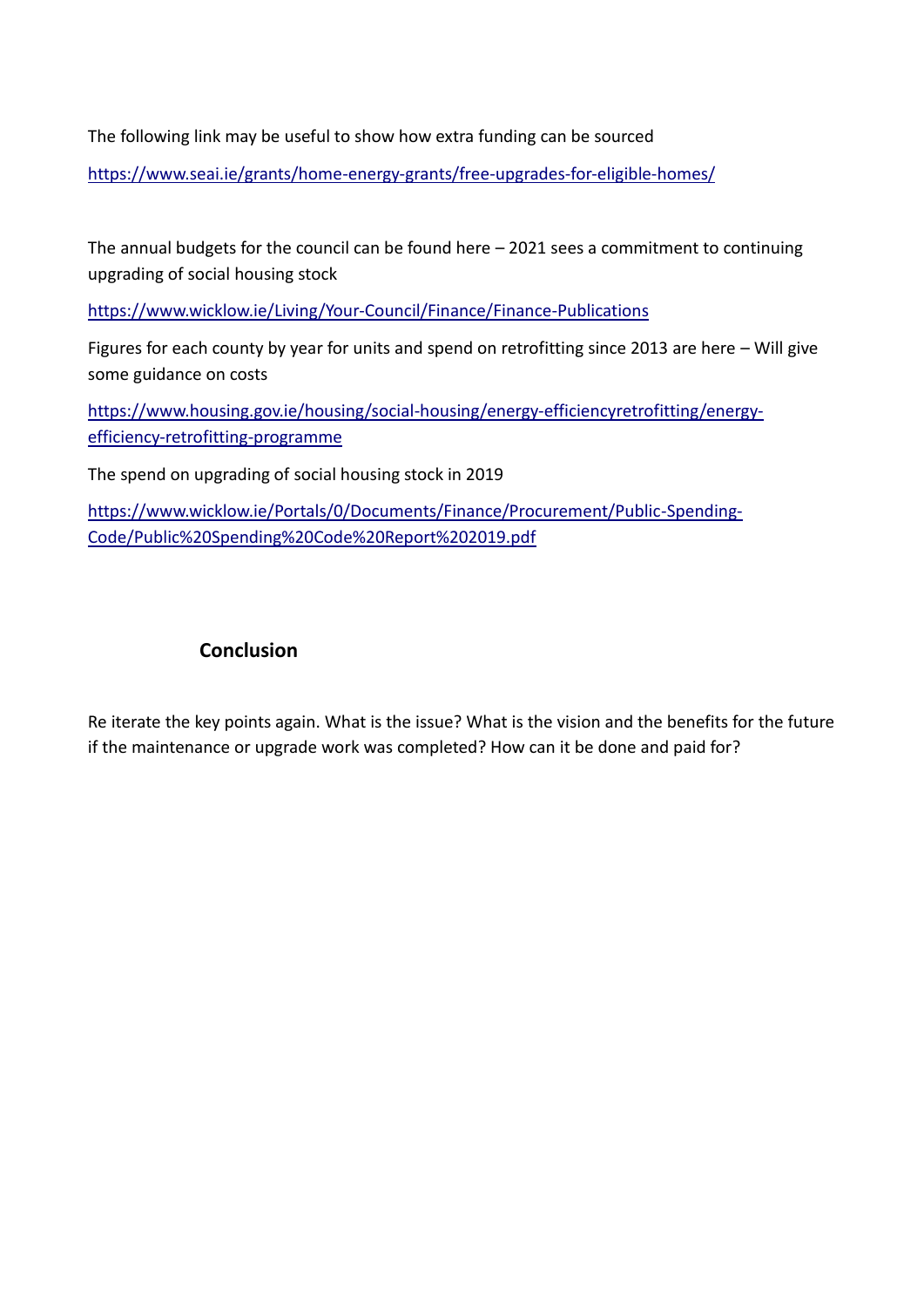The following link may be useful to show how extra funding can be sourced

https://www.seai.ie/grants/home-energy-grants/free-upgrades-for-eligible-homes/

The annual budgets for the council can be found here – 2021 sees a commitment to continuing upgrading of social housing stock

https://www.wicklow.ie/Living/Your-Council/Finance/Finance-Publications

Figures for each county by year for units and spend on retrofitting since 2013 are here – Will give some guidance on costs

https://www.housing.gov.ie/housing/social-housing/energy-efficiencyretrofitting/energy-efficiency-retrofitting-programme

The spend on upgrading of social housing stock in 2019

https://www.wicklow.ie/Portals/0/Documents/Finance/Procurement/Public-Spending-Code/Public%20Spending%20Code%20Report%202019.pdf

## Conclusion

Re iterate the key points again. What is the issue? What is the vision and the benefits for the future if the maintenance or upgrade work was completed? How can it be done and paid for?